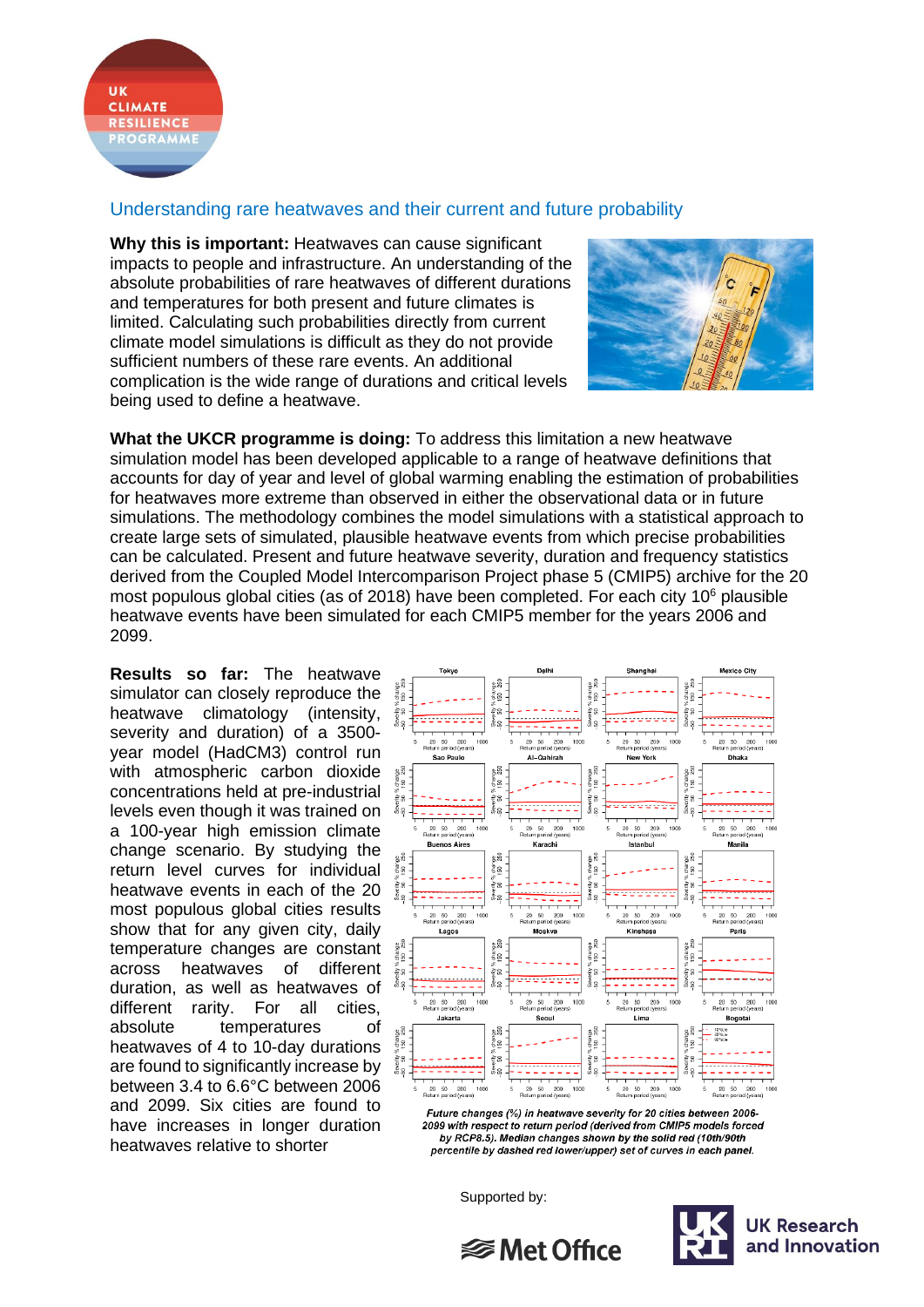## Understanding rare heatwaves and their current and future probability

**Why this is important:** Heatwaves can cause significant impacts to people and infrastructure. An understanding of the absolute probabilities of rare heatwaves of different durations and temperatures for both present and future climates is limited. Calculating such probabilities directly from current climate model simulations is difficult as they do not provide sufficient numbers of these rare events. An additional complication is the wide range of durations and critical levels being used to define a heatwave.

**What the UKCR programme is doing:** To address this limitation a new heatwave simulation model has been developed applicable to a range of heatwave definitions that accounts for day of year and level of global warming enabling the estimation of probabilities for heatwaves more extreme than observed in either the observational data or in future simulations. The methodology combines the model simulations with a statistical approach to create large sets of simulated, plausible heatwave events from which precise probabilities can be calculated. Present and future heatwave severity, duration and frequency statistics derived from the Coupled Model Intercomparison Project phase 5 (CMIP5) archive for the 20 most populous global cities (as of 2018) have been completed. For each city $10^6$ plausible heatwave events have been simulated for each CMIP5 member for the years 2006 and 2099.

**Results so far:** The heatwave simulator can closely reproduce the heatwave climatology (intensity, severity and duration) of a 3500-year model (HadCM3) control run with atmospheric carbon dioxide concentrations held at pre-industrial levels even though it was trained on a 100-year high emission climate change scenario. By studying the return level curves for individual heatwave events in each of the 20 most populous global cities results show that for any given city, daily temperature changes are constant across heatwaves of different duration, as well as heatwaves of different rarity. For all cities, absolute temperatures of heatwaves of 4 to 10-day durations are found to significantly increase by between 3.4 to 6.6°C between 2006 and 2099. Six cities are found to have increases in longer duration heatwaves relative to shorter

*Future changes (%) in heatwave severity for 20 cities between 2006-2099 with respect to return period (derived from CMIP5 models forced by RCP8.5). Median changes shown by the solid red (10th/90th percentile by dashed red lower/upper) set of curves in each panel.*

Supported by: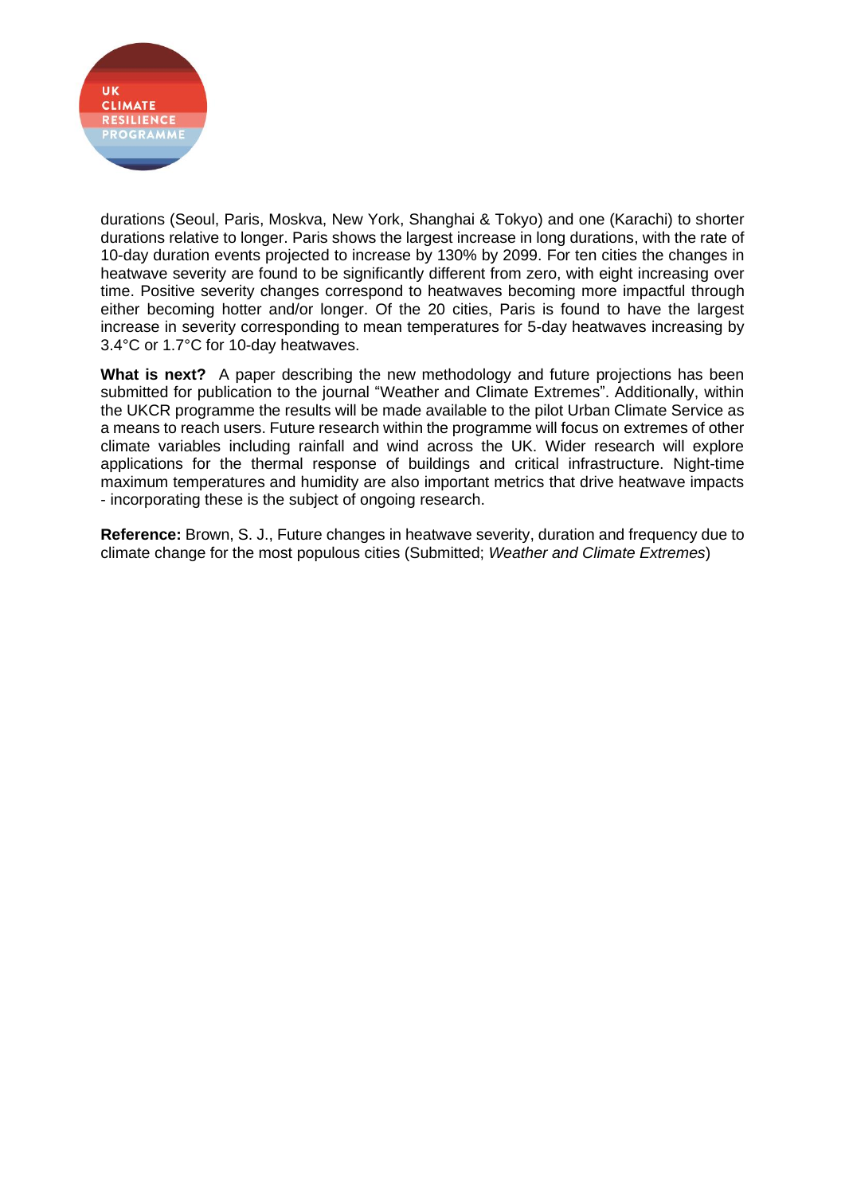durations (Seoul, Paris, Moskva, New York, Shanghai & Tokyo) and one (Karachi) to shorter durations relative to longer. Paris shows the largest increase in long durations, with the rate of 10-day duration events projected to increase by 130% by 2099. For ten cities the changes in heatwave severity are found to be significantly different from zero, with eight increasing over time. Positive severity changes correspond to heatwaves becoming more impactful through either becoming hotter and/or longer. Of the 20 cities, Paris is found to have the largest increase in severity corresponding to mean temperatures for 5-day heatwaves increasing by 3.4°C or 1.7°C for 10-day heatwaves.

**What is next?** A paper describing the new methodology and future projections has been submitted for publication to the journal "Weather and Climate Extremes". Additionally, within the UKCR programme the results will be made available to the pilot Urban Climate Service as a means to reach users. Future research within the programme will focus on extremes of other climate variables including rainfall and wind across the UK. Wider research will explore applications for the thermal response of buildings and critical infrastructure. Night-time maximum temperatures and humidity are also important metrics that drive heatwave impacts - incorporating these is the subject of ongoing research.

**Reference:** Brown, S. J., Future changes in heatwave severity, duration and frequency due to climate change for the most populous cities (Submitted; *Weather and Climate Extremes*)